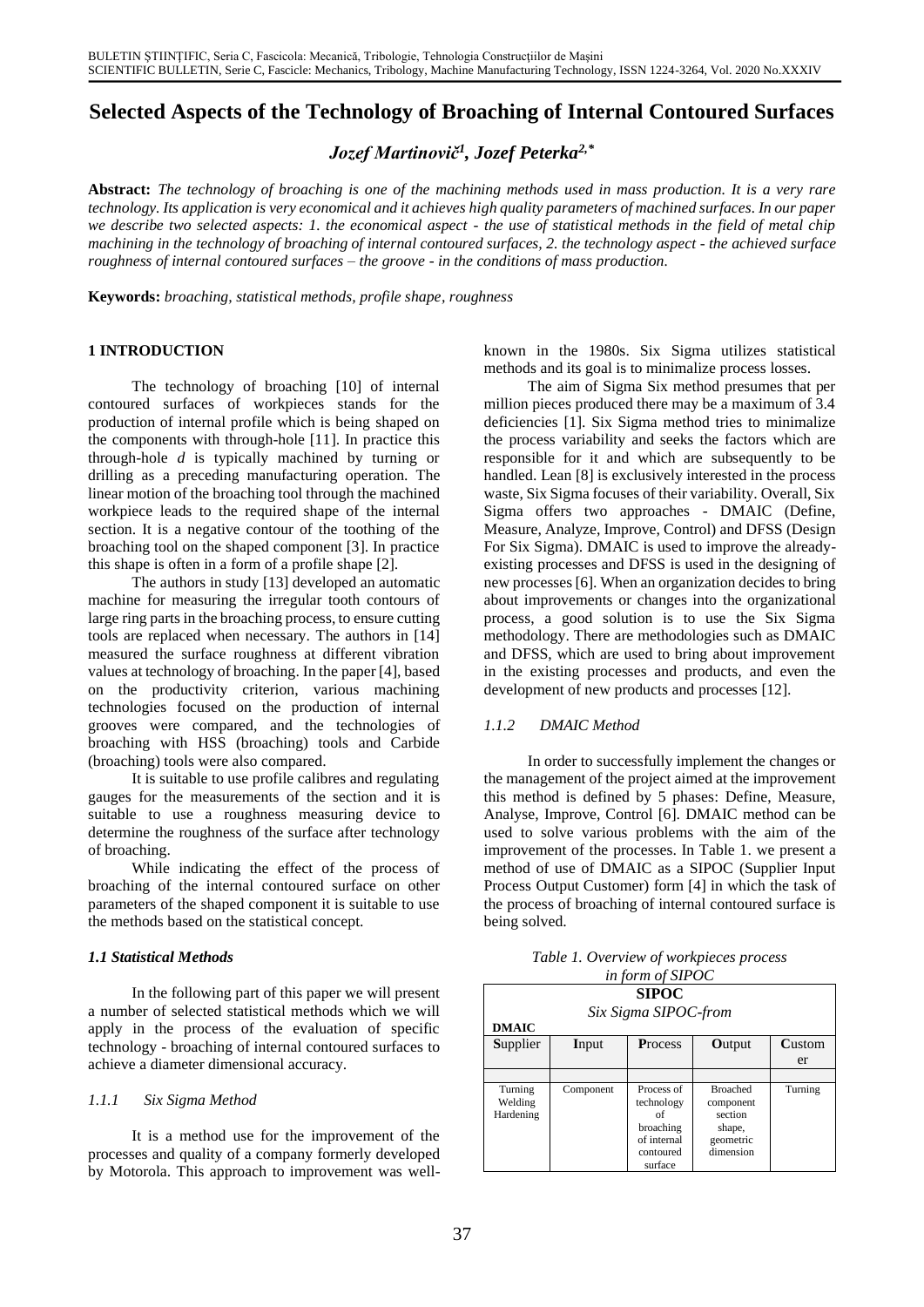# Selected Aspects of the Technology of Broaching of Internal Contoured Surfaces

***Jozef Martinovič[1], Jozef Peterka[2,*]***

**Abstract:** *The technology of broaching is one of the machining methods used in mass production. It is a very rare technology. Its application is very economical and it achieves high quality parameters of machined surfaces. In our paper we describe two selected aspects: 1. the economical aspect - the use of statistical methods in the field of metal chip machining in the technology of broaching of internal contoured surfaces, 2. the technology aspect - the achieved surface roughness of internal contoured surfaces – the groove - in the conditions of mass production.*

**Keywords:** *broaching, statistical methods, profile shape, roughness*

## 1 INTRODUCTION

The technology of broaching [10] of internal contoured surfaces of workpieces stands for the production of internal profile which is being shaped on the components with through-hole [11]. In practice this through-hole *d* is typically machined by turning or drilling as a preceding manufacturing operation. The linear motion of the broaching tool through the machined workpiece leads to the required shape of the internal section. It is a negative contour of the toothing of the broaching tool on the shaped component [3]. In practice this shape is often in a form of a profile shape [2].

The authors in study [13] developed an automatic machine for measuring the irregular tooth contours of large ring parts in the broaching process, to ensure cutting tools are replaced when necessary. The authors in [14] measured the surface roughness at different vibration values at technology of broaching. In the paper [4], based on the productivity criterion, various machining technologies focused on the production of internal grooves were compared, and the technologies of broaching with HSS (broaching) tools and Carbide (broaching) tools were also compared.

It is suitable to use profile calibres and regulating gauges for the measurements of the section and it is suitable to use a roughness measuring device to determine the roughness of the surface after technology of broaching.

While indicating the effect of the process of broaching of the internal contoured surface on other parameters of the shaped component it is suitable to use the methods based on the statistical concept.

### *1.1 Statistical Methods*

In the following part of this paper we will present a number of selected statistical methods which we will apply in the process of the evaluation of specific technology - broaching of internal contoured surfaces to achieve a diameter dimensional accuracy.

#### *1.1.1 Six Sigma Method*

It is a method use for the improvement of the processes and quality of a company formerly developed by Motorola. This approach to improvement was well-known in the 1980s. Six Sigma utilizes statistical methods and its goal is to minimalize process losses.

The aim of Sigma Six method presumes that per million pieces produced there may be a maximum of 3.4 deficiencies [1]. Six Sigma method tries to minimize the process variability and seeks the factors which are responsible for it and which are subsequently to be handled. Lean [8] is exclusively interested in the process waste, Six Sigma focuses of their variability. Overall, Six Sigma offers two approaches - DMAIC (Define, Measure, Analyze, Improve, Control) and DFSS (Design For Six Sigma). DMAIC is used to improve the already-existing processes and DFSS is used in the designing of new processes [6]. When an organization decides to bring about improvements or changes into the organizational process, a good solution is to use the Six Sigma methodology. There are methodologies such as DMAIC and DFSS, which are used to bring about improvement in the existing processes and products, and even the development of new products and processes [12].

#### *1.1.2 DMAIC Method*

In order to successfully implement the changes or the management of the project aimed at the improvement this method is defined by 5 phases: Define, Measure, Analyse, Improve, Control [6]. DMAIC method can be used to solve various problems with the aim of the improvement of the processes. In Table 1. we present a method of use of DMAIC as a SIPOC (Supplier Input Process Output Customer) form [4] in which the task of the process of broaching of internal contoured surface is being solved.

*Table 1. Overview of workpieces process in form of SIPOC*

| **SIPOC** *Six Sigma SIPOC-from* **DMAIC** | | | | |
|---|---|---|---|---|
| **S**upplier | **I**nput | **P**rocess | **O**utput | **C**ustomer |
| | | | | |
| Turning Welding Hardening | Component | Process of technology of broaching of internal contoured surface | Broached component section shape, geometric dimension | Turning |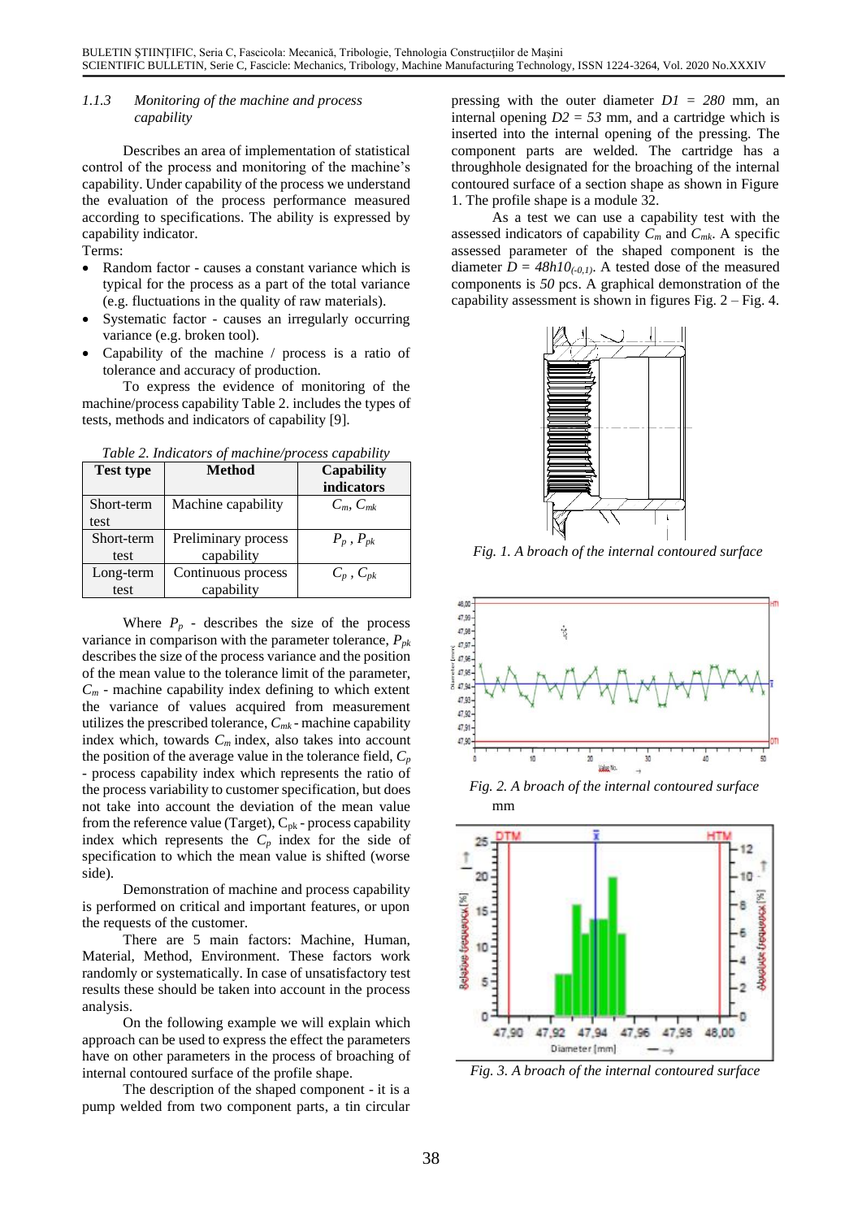#### 1.1.3 Monitoring of the machine and process capability

Describes an area of implementation of statistical control of the process and monitoring of the machine's capability. Under capability of the process we understand the evaluation of the process performance measured according to specifications. The ability is expressed by capability indicator.

Terms:

- Random factor - causes a constant variance which is typical for the process as a part of the total variance (e.g. fluctuations in the quality of raw materials).
- Systematic factor - causes an irregularly occurring variance (e.g. broken tool).
- Capability of the machine / process is a ratio of tolerance and accuracy of production.

To express the evidence of monitoring of the machine/process capability Table 2. includes the types of tests, methods and indicators of capability [9].

*Table 2. Indicators of machine/process capability*

| Test type | Method | Capability indicators |
|---|---|---|
| Short-term test | Machine capability | $C_m$, $C_{mk}$ |
| Short-term test | Preliminary process capability | $P_p$ , $P_{pk}$ |
| Long-term test | Continuous process capability | $C_p$ , $C_{pk}$ |

Where $P_p$ - describes the size of the process variance in comparison with the parameter tolerance, $P_{pk}$ describes the size of the process variance and the position of the mean value to the tolerance limit of the parameter, $C_m$ - machine capability index defining to which extent the variance of values acquired from measurement utilizes the prescribed tolerance, $C_{mk}$ - machine capability index which, towards $C_m$ index, also takes into account the position of the average value in the tolerance field, $C_p$ - process capability index which represents the ratio of the process variability to customer specification, but does not take into account the deviation of the mean value from the reference value (Target), $C_{pk}$ - process capability index which represents the $C_p$ index for the side of specification to which the mean value is shifted (worse side).

Demonstration of machine and process capability is performed on critical and important features, or upon the requests of the customer.

There are 5 main factors: Machine, Human, Material, Method, Environment. These factors work randomly or systematically. In case of unsatisfactory test results these should be taken into account in the process analysis.

On the following example we will explain which approach can be used to express the effect the parameters have on other parameters in the process of broaching of internal contoured surface of the profile shape.

The description of the shaped component - it is a pump welded from two component parts, a tin circular pressing with the outer diameter *D1 = 280* mm, an internal opening *D2 = 53* mm, and a cartridge which is inserted into the internal opening of the pressing. The component parts are welded. The cartridge has a throughhole designated for the broaching of the internal contoured surface of a section shape as shown in Figure 1. The profile shape is a module 32.

As a test we can use a capability test with the assessed indicators of capability $C_m$ and $C_{mk}$. A specific assessed parameter of the shaped component is the diameter $D = 48h10_{(-0,1)}$. A tested dose of the measured components is *50* pcs. A graphical demonstration of the capability assessment is shown in figures Fig. 2 – Fig. 4.

*Fig. 1. A broach of the internal contoured surface*

*Fig. 2. A broach of the internal contoured surface*

mm

*Fig. 3. A broach of the internal contoured surface*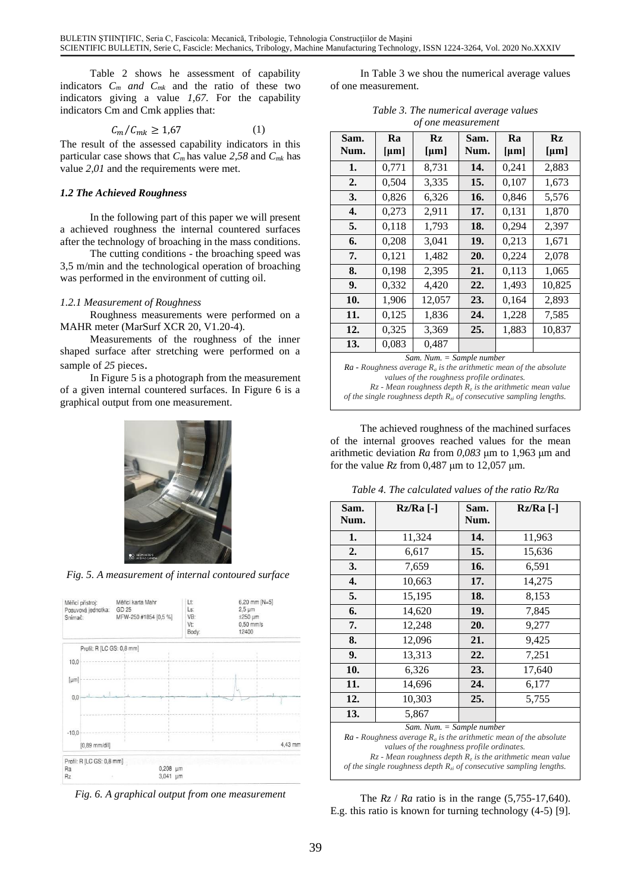Table 2 shows he assessment of capability indicators $C_m$ *and* $C_{mk}$ and the ratio of these two indicators giving a value *1,67.* For the capability indicators Cm and Cmk applies that:

$$C_m / C_{mk} \geq 1{,}67 \qquad (1)$$

The result of the assessed capability indicators in this particular case shows that $C_m$ has value *2,58* and $C_{mk}$ has value *2,01* and the requirements were met.

### *1.2 The Achieved Roughness*

In the following part of this paper we will present a achieved roughness the internal countered surfaces after the technology of broaching in the mass conditions.

The cutting conditions - the broaching speed was 3,5 m/min and the technological operation of broaching was performed in the environment of cutting oil.

#### *1.2.1 Measurement of Roughness*

Roughness measurements were performed on a MAHR meter (MarSurf XCR 20, V1.20-4).

Measurements of the roughness of the inner shaped surface after stretching were performed on a sample of *25* pieces.

In Figure 5 is a photograph from the measurement of a given internal countered surfaces. In Figure 6 is a graphical output from one measurement.

*Fig. 5. A measurement of internal contoured surface*

*Fig. 6. A graphical output from one measurement*

In Table 3 we shou the numerical average values of one measurement.

*Table 3. The numerical average values of one measurement*

| Sam. Num. | Ra [μm] | Rz [μm] | Sam. Num. | Ra [μm] | Rz [μm] |
|---|---|---|---|---|---|
| **1.** | 0,771 | 8,731 | **14.** | 0,241 | 2,883 |
| **2.** | 0,504 | 3,335 | **15.** | 0,107 | 1,673 |
| **3.** | 0,826 | 6,326 | **16.** | 0,846 | 5,576 |
| **4.** | 0,273 | 2,911 | **17.** | 0,131 | 1,870 |
| **5.** | 0,118 | 1,793 | **18.** | 0,294 | 2,397 |
| **6.** | 0,208 | 3,041 | **19.** | 0,213 | 1,671 |
| **7.** | 0,121 | 1,482 | **20.** | 0,224 | 2,078 |
| **8.** | 0,198 | 2,395 | **21.** | 0,113 | 1,065 |
| **9.** | 0,332 | 4,420 | **22.** | 1,493 | 10,825 |
| **10.** | 1,906 | 12,057 | **23.** | 0,164 | 2,893 |
| **11.** | 0,125 | 1,836 | **24.** | 1,228 | 7,585 |
| **12.** | 0,325 | 3,369 | **25.** | 1,883 | 10,837 |
| **13.** | 0,083 | 0,487 | | | |

*Sam. Num. = Sample number*
*Ra - Roughness average $R_a$ is the arithmetic mean of the absolute values of the roughness profile ordinates.*
*Rz - Mean roughness depth $R_z$ is the arithmetic mean value of the single roughness depth $R_{zi}$ of consecutive sampling lengths.*

The achieved roughness of the machined surfaces of the internal grooves reached values for the mean arithmetic deviation *Ra* from *0,083* μm to 1,963 μm and for the value *Rz* from 0,487 μm to 12,057 μm.

*Table 4. The calculated values of the ratio Rz/Ra*

| Sam. Num. | Rz/Ra [-] | Sam. Num. | Rz/Ra [-] |
|---|---|---|---|
| **1.** | 11,324 | **14.** | 11,963 |
| **2.** | 6,617 | **15.** | 15,636 |
| **3.** | 7,659 | **16.** | 6,591 |
| **4.** | 10,663 | **17.** | 14,275 |
| **5.** | 15,195 | **18.** | 8,153 |
| **6.** | 14,620 | **19.** | 7,845 |
| **7.** | 12,248 | **20.** | 9,277 |
| **8.** | 12,096 | **21.** | 9,425 |
| **9.** | 13,313 | **22.** | 7,251 |
| **10.** | 6,326 | **23.** | 17,640 |
| **11.** | 14,696 | **24.** | 6,177 |
| **12.** | 10,303 | **25.** | 5,755 |
| **13.** | 5,867 | | |

*Sam. Num. = Sample number*
*Ra - Roughness average $R_a$ is the arithmetic mean of the absolute values of the roughness profile ordinates.*
*Rz - Mean roughness depth $R_z$ is the arithmetic mean value of the single roughness depth $R_{zi}$ of consecutive sampling lengths.*

The *Rz* / *Ra* ratio is in the range (5,755-17,640). E.g. this ratio is known for turning technology (4-5) [9].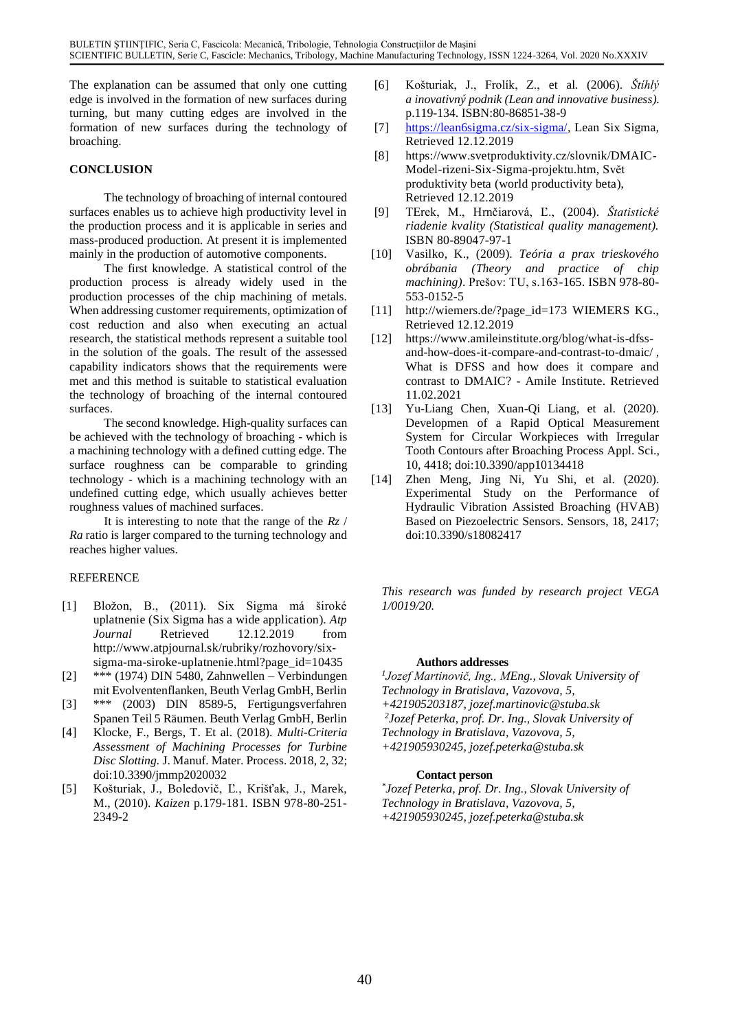The explanation can be assumed that only one cutting edge is involved in the formation of new surfaces during turning, but many cutting edges are involved in the formation of new surfaces during the technology of broaching.

## CONCLUSION

The technology of broaching of internal contoured surfaces enables us to achieve high productivity level in the production process and it is applicable in series and mass-produced production. At present it is implemented mainly in the production of automotive components.

The first knowledge. A statistical control of the production process is already widely used in the production processes of the chip machining of metals. When addressing customer requirements, optimization of cost reduction and also when executing an actual research, the statistical methods represent a suitable tool in the solution of the goals. The result of the assessed capability indicators shows that the requirements were met and this method is suitable to statistical evaluation the technology of broaching of the internal contoured surfaces.

The second knowledge. High-quality surfaces can be achieved with the technology of broaching - which is a machining technology with a defined cutting edge. The surface roughness can be comparable to grinding technology - which is a machining technology with an undefined cutting edge, which usually achieves better roughness values of machined surfaces.

It is interesting to note that the range of the *Rz* / *Ra* ratio is larger compared to the turning technology and reaches higher values.

## REFERENCE

[1] Božon, B., (2011). Six Sigma má široké uplatnenie (Six Sigma has a wide application). *Atp Journal* Retrieved 12.12.2019 from http://www.atpjournal.sk/rubriky/rozhovory/six-sigma-ma-siroke-uplatnenie.html?page_id=10435

[2] *** (1974) DIN 5480, Zahnwellen – Verbindungen mit Evolventenflanken, Beuth Verlag GmbH, Berlin

[3] *** (2003) DIN 8589-5, Fertigungsverfahren Spanen Teil 5 Räumen. Beuth Verlag GmbH, Berlin

[4] Klocke, F., Bergs, T. Et al. (2018). *Multi-Criteria Assessment of Machining Processes for Turbine Disc Slotting.* J. Manuf. Mater. Process. 2018, 2, 32; doi:10.3390/jmmp2020032

[5] Košturiak, J., Boledovič, Ľ., Krišťak, J., Marek, M., (2010). *Kaizen* p.179-181. ISBN 978-80-251-2349-2

[6] Košturiak, J., Frolík, Z., et al. (2006). *Štíhlý a inovatívný podnik (Lean and innovative business).* p.119-134. ISBN:80-86851-38-9

[7] https://lean6sigma.cz/six-sigma/, Lean Six Sigma, Retrieved 12.12.2019

[8] https://www.svetproduktivity.cz/slovnik/DMAIC-Model-rizeni-Six-Sigma-projektu.htm, Svět produktivity beta (world productivity beta), Retrieved 12.12.2019

[9] TErek, M., Hrnčiarová, Ľ., (2004). *Štatistické riadenie kvality (Statistical quality management).* ISBN 80-89047-97-1

[10] Vasilko, K., (2009). *Teória a prax trieskového obrábania (Theory and practice of chip machining).* Prešov: TU, s.163-165. ISBN 978-80-553-0152-5

[11] http://wiemers.de/?page_id=173 WIEMERS KG., Retrieved 12.12.2019

[12] https://www.amileinstitute.org/blog/what-is-dfss-and-how-does-it-compare-and-contrast-to-dmaic/ , What is DFSS and how does it compare and contrast to DMAIC? - Amile Institute. Retrieved 11.02.2021

[13] Yu-Liang Chen, Xuan-Qi Liang, et al. (2020). Developmen of a Rapid Optical Measurement System for Circular Workpieces with Irregular Tooth Contours after Broaching Process Appl. Sci., 10, 4418; doi:10.3390/app10134418

[14] Zhen Meng, Jing Ni, Yu Shi, et al. (2020). Experimental Study on the Performance of Hydraulic Vibration Assisted Broaching (HVAB) Based on Piezoelectric Sensors. Sensors, 18, 2417; doi:10.3390/s18082417

*This research was funded by research project VEGA 1/0019/20.*

**Authors addresses**

[1]*Jozef Martinovič, Ing., MEng., Slovak University of Technology in Bratislava, Vazovova, 5, +421905203187, jozef.martinovic@stuba.sk*

[2]*Jozef Peterka, prof. Dr. Ing., Slovak University of Technology in Bratislava, Vazovova, 5, +421905930245, jozef.peterka@stuba.sk*

**Contact person**

[*]*Jozef Peterka, prof. Dr. Ing., Slovak University of Technology in Bratislava, Vazovova, 5, +421905930245, jozef.peterka@stuba.sk*